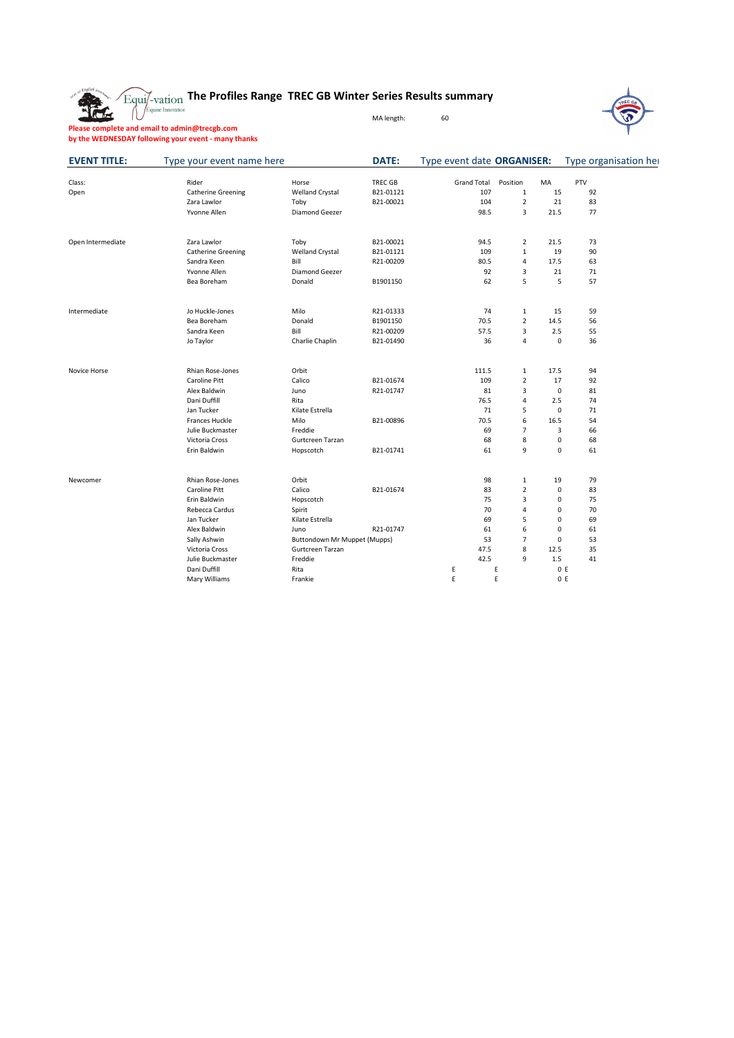# The Profiles Range TREC GB Winter Series Results summary

MA length: 60

**Please complete and email to admin@trecgb.com**
**by the WEDNESDAY following your event - many thanks**

**EVENT TITLE:** Type your event name here **DATE:** Type event date **ORGANISER:** Type organisation her

| Class: | Rider | Horse | TREC GB | Grand Total | Position | MA | PTV |
|---|---|---|---|---|---|---|---|
| Open | Catherine Greening | Welland Crystal | B21-01121 | 107 | 1 | 15 | 92 |
| | Zara Lawlor | Toby | B21-00021 | 104 | 2 | 21 | 83 |
| | Yvonne Allen | Diamond Geezer | | 98.5 | 3 | 21.5 | 77 |
| | | | | | | | |
| Open Intermediate | Zara Lawlor | Toby | B21-00021 | 94.5 | 2 | 21.5 | 73 |
| | Catherine Greening | Welland Crystal | B21-01121 | 109 | 1 | 19 | 90 |
| | Sandra Keen | Bill | R21-00209 | 80.5 | 4 | 17.5 | 63 |
| | Yvonne Allen | Diamond Geezer | | 92 | 3 | 21 | 71 |
| | Bea Boreham | Donald | B1901150 | 62 | 5 | 5 | 57 |
| | | | | | | | |
| Intermediate | Jo Huckle-Jones | Milo | R21-01333 | 74 | 1 | 15 | 59 |
| | Bea Boreham | Donald | B1901150 | 70.5 | 2 | 14.5 | 56 |
| | Sandra Keen | Bill | R21-00209 | 57.5 | 3 | 2.5 | 55 |
| | Jo Taylor | Charlie Chaplin | B21-01490 | 36 | 4 | 0 | 36 |
| | | | | | | | |
| Novice Horse | Rhian Rose-Jones | Orbit | | 111.5 | 1 | 17.5 | 94 |
| | Caroline Pitt | Calico | B21-01674 | 109 | 2 | 17 | 92 |
| | Alex Baldwin | Juno | R21-01747 | 81 | 3 | 0 | 81 |
| | Dani Duffill | Rita | | 76.5 | 4 | 2.5 | 74 |
| | Jan Tucker | Kilate Estrella | | 71 | 5 | 0 | 71 |
| | Frances Huckle | Milo | B21-00896 | 70.5 | 6 | 16.5 | 54 |
| | Julie Buckmaster | Freddie | | 69 | 7 | 3 | 66 |
| | Victoria Cross | Gurtcreen Tarzan | | 68 | 8 | 0 | 68 |
| | Erin Baldwin | Hopscotch | B21-01741 | 61 | 9 | 0 | 61 |
| | | | | | | | |
| Newcomer | Rhian Rose-Jones | Orbit | | 98 | 1 | 19 | 79 |
| | Caroline Pitt | Calico | B21-01674 | 83 | 2 | 0 | 83 |
| | Erin Baldwin | Hopscotch | | 75 | 3 | 0 | 75 |
| | Rebecca Cardus | Spirit | | 70 | 4 | 0 | 70 |
| | Jan Tucker | Kilate Estrella | | 69 | 5 | 0 | 69 |
| | Alex Baldwin | Juno | R21-01747 | 61 | 6 | 0 | 61 |
| | Sally Ashwin | Buttondown Mr Muppet (Mupps) | | 53 | 7 | 0 | 53 |
| | Victoria Cross | Gurtcreen Tarzan | | 47.5 | 8 | 12.5 | 35 |
| | Julie Buckmaster | Freddie | | 42.5 | 9 | 1.5 | 41 |
| | Dani Duffill | Rita | | E | E | 0 E | |
| | Mary Williams | Frankie | | E | E | 0 E | |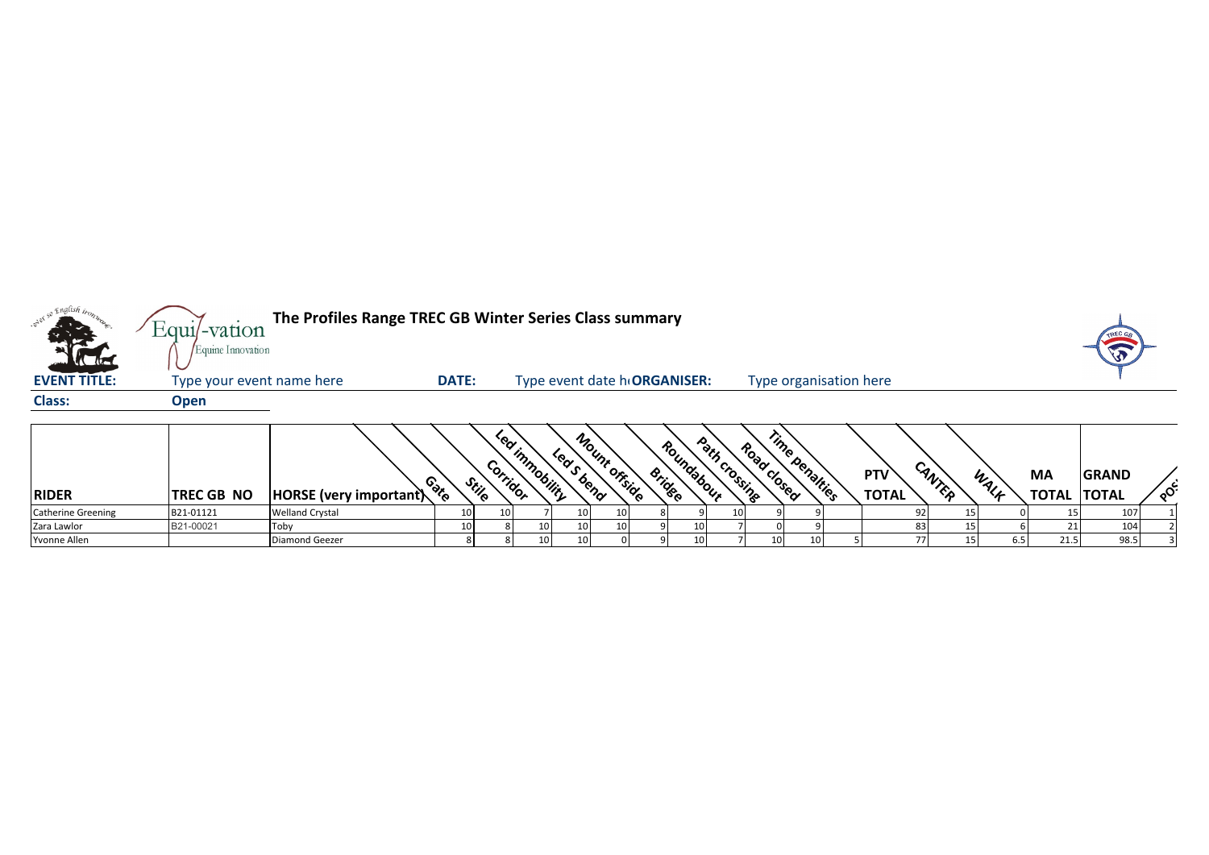# The Profiles Range TREC GB Winter Series Class summary

**EVENT TITLE:** Type your event name here **DATE:** Type event date h **ORGANISER:** Type organisation here

**Class:** **Open**

| RIDER | TREC GB NO | HORSE (very important) | Gate | Stile | Corridor | Led immobility | Led S bend | Mount offside | Bridge | Roundabout | Path crossing | Road closed | Time penalties | PTV TOTAL | CANTER | WALK | MA TOTAL | GRAND TOTAL | POS |
|---|---|---|---|---|---|---|---|---|---|---|---|---|---|---|---|---|---|---|---|
| Catherine Greening | B21-01121 | Welland Crystal | 10 | 10 | 7 | 10 | 10 | 8 | 9 | 10 | 9 | 9 | | 92 | 15 | 0 | 15 | 107 | 1 |
| Zara Lawlor | B21-00021 | Toby | 10 | 8 | 10 | 10 | 10 | 9 | 10 | 7 | 0 | 9 | | 83 | 15 | 6 | 21 | 104 | 2 |
| Yvonne Allen | | Diamond Geezer | 8 | 8 | 10 | 10 | 0 | 9 | 10 | 7 | 10 | 10 | 5 | 77 | 15 | 6.5 | 21.5 | 98.5 | 3 |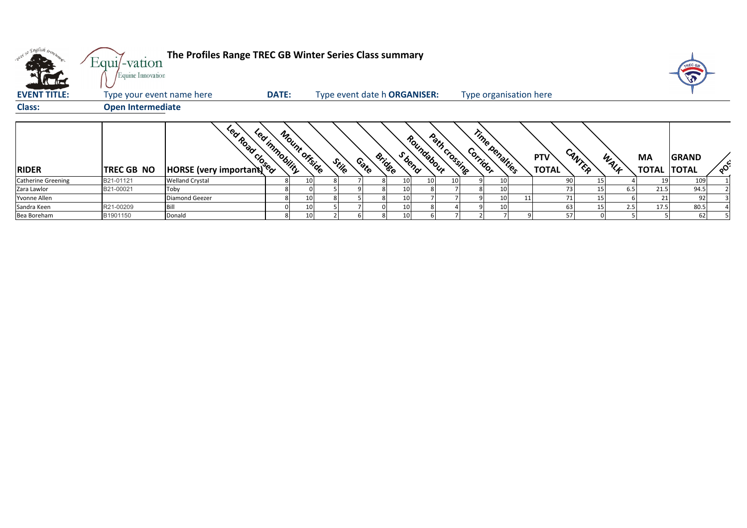# The Profiles Range TREC GB Winter Series Class summary

**EVENT TITLE:** Type your event name here **DATE:** Type event date h **ORGANISER:** Type organisation here

**Class:** **Open Intermediate**

| RIDER | TREC GB NO | HORSE (very important) | Led Road closed | Led immobility | Mount offside | Stile | Gate | Bridge | S bend | Roundabout | Path crossing | Corridor | Time penalties | PTV TOTAL | CANTER | WALK | MA TOTAL | GRAND TOTAL | POS |
|---|---|---|---|---|---|---|---|---|---|---|---|---|---|---|---|---|---|---|---|
| Catherine Greening | B21-01121 | Welland Crystal | 8 | 10 | 8 | 7 | 8 | 10 | 10 | 10 | 9 | 10 | | 90 | 15 | 4 | 19 | 109 | 1 |
| Zara Lawlor | B21-00021 | Toby | 8 | 0 | 5 | 9 | 8 | 10 | 8 | 7 | 8 | 10 | | 73 | 15 | 6.5 | 21.5 | 94.5 | 2 |
| Yvonne Allen | | Diamond Geezer | 8 | 10 | 8 | 5 | 8 | 10 | 7 | 7 | 9 | 10 | 11 | 71 | 15 | 6 | 21 | 92 | 3 |
| Sandra Keen | R21-00209 | Bill | 0 | 10 | 5 | 7 | 0 | 10 | 8 | 4 | 9 | 10 | | 63 | 15 | 2.5 | 17.5 | 80.5 | 4 |
| Bea Boreham | B1901150 | Donald | 8 | 10 | 2 | 6 | 8 | 10 | 6 | 7 | 2 | 7 | 9 | 57 | 0 | 5 | 5 | 62 | 5 |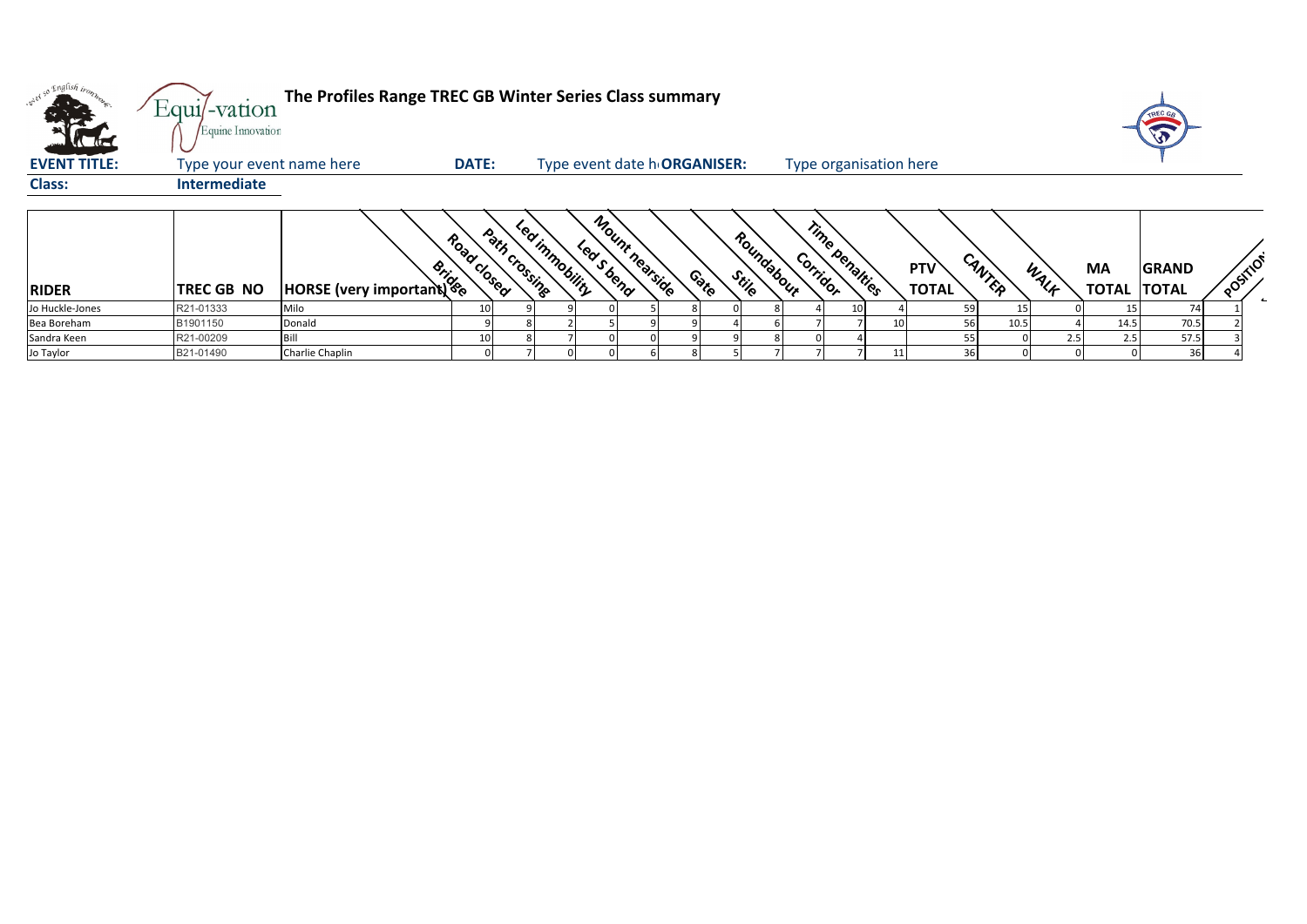# The Profiles Range TREC GB Winter Series Class summary

Equi-vation Equine Innovation

**EVENT TITLE:** Type your event name here **DATE:** Type event date h **ORGANISER:** Type organisation here

**Class:** **Intermediate**

| RIDER | TREC GB NO | HORSE (very important) | Bridge | Road closed | Path crossing | Led immobility | Led S bend | Mount nearside | Gate | Stile | Roundabout | Corridor | Time penalties | PTV TOTAL | CANTER | WALK | MA TOTAL | GRAND TOTAL | POSITION |
|---|---|---|---|---|---|---|---|---|---|---|---|---|---|---|---|---|---|---|---|
| Jo Huckle-Jones | R21-01333 | Milo | 10 | 9 | 9 | 0 | 5 | 8 | 0 | 8 | 4 | 10 | 4 | 59 | 15 | 0 | 15 | 74 | 1 |
| Bea Boreham | B1901150 | Donald | 9 | 8 | 2 | 5 | 9 | 9 | 4 | 6 | 7 | 7 | 10 | 56 | 10.5 | 4 | 14.5 | 70.5 | 2 |
| Sandra Keen | R21-00209 | Bill | 10 | 8 | 7 | 0 | 0 | 9 | 9 | 8 | 0 | 4 | | 55 | 0 | 2.5 | 2.5 | 57.5 | 3 |
| Jo Taylor | B21-01490 | Charlie Chaplin | 0 | 7 | 0 | 0 | 6 | 8 | 5 | 7 | 7 | 7 | 11 | 36 | 0 | 0 | 0 | 36 | 4 |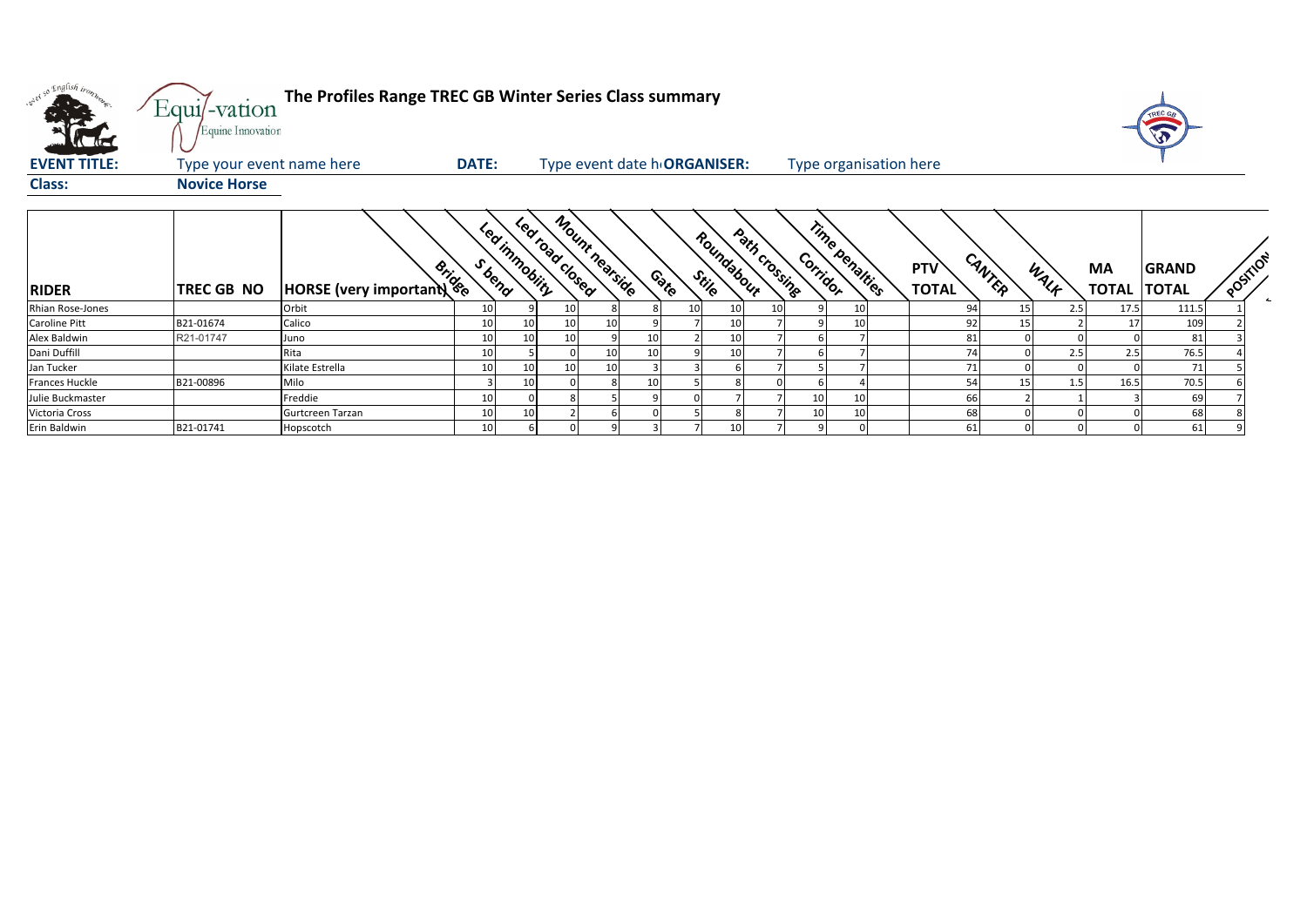**The Profiles Range TREC GB Winter Series Class summary**

**EVENT TITLE:** Type your event name here **DATE:** Type event date h **ORGANISER:** Type organisation here

**Class:** **Novice Horse**

| RIDER | TREC GB NO | HORSE (very important) | Bridge | S bend | Led immobility | Led road closed | Mount nearside | Gate | Stile | Roundabout | Path crossing | Corridor | Time penalties | PTV TOTAL | CANTER | WALK | MA TOTAL | GRAND TOTAL | POSITION |
|---|---|---|---|---|---|---|---|---|---|---|---|---|---|---|---|---|---|---|---|
| Rhian Rose-Jones | | Orbit | 10 | 9 | 10 | 8 | 8 | 10 | 10 | 10 | 9 | 10 | | 94 | 15 | 2.5 | 17.5 | 111.5 | 1 |
| Caroline Pitt | B21-01674 | Calico | 10 | 10 | 10 | 10 | 9 | 7 | 10 | 7 | 9 | 10 | | 92 | 15 | 2 | 17 | 109 | 2 |
| Alex Baldwin | R21-01747 | Juno | 10 | 10 | 10 | 9 | 10 | 2 | 10 | 7 | 6 | 7 | | 81 | 0 | 0 | 0 | 81 | 3 |
| Dani Duffill | | Rita | 10 | 5 | 0 | 10 | 10 | 9 | 10 | 7 | 6 | 7 | | 74 | 0 | 2.5 | 2.5 | 76.5 | 4 |
| Jan Tucker | | Kilate Estrella | 10 | 10 | 10 | 10 | 3 | 3 | 6 | 7 | 5 | 7 | | 71 | 0 | 0 | 0 | 71 | 5 |
| Frances Huckle | B21-00896 | Milo | 3 | 10 | 0 | 8 | 10 | 5 | 8 | 0 | 6 | 4 | | 54 | 15 | 1.5 | 16.5 | 70.5 | 6 |
| Julie Buckmaster | | Freddie | 10 | 0 | 8 | 5 | 9 | 0 | 7 | 7 | 10 | 10 | | 66 | 2 | 1 | 3 | 69 | 7 |
| Victoria Cross | | Gurtcreen Tarzan | 10 | 10 | 2 | 6 | 0 | 5 | 8 | 7 | 10 | 10 | | 68 | 0 | 0 | 0 | 68 | 8 |
| Erin Baldwin | B21-01741 | Hopscotch | 10 | 6 | 0 | 9 | 3 | 7 | 10 | 7 | 9 | 0 | | 61 | 0 | 0 | 0 | 61 | 9 |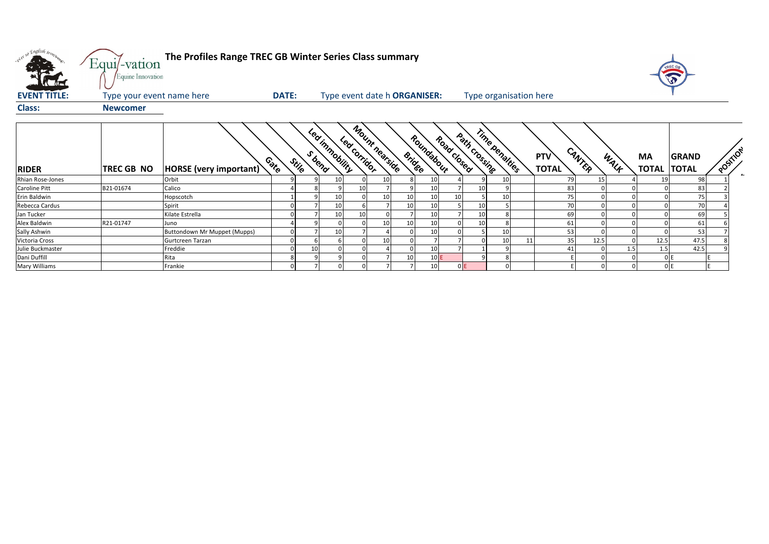**The Profiles Range TREC GB Winter Series Class summary**

**EVENT TITLE:** Type your event name here **DATE:** Type event date h **ORGANISER:** Type organisation here

**Class:** **Newcomer**

| RIDER | TREC GB NO | HORSE (very important) | Gate | Stile | S bend | Led immobility | Led corridor | Mount nearside | Bridge | Roundabout | Road closed | Path crossing | Time penalties | PTV TOTAL | CANTER | WALK | MA TOTAL | GRAND TOTAL | POSITION |
|---|---|---|---|---|---|---|---|---|---|---|---|---|---|---|---|---|---|---|---|
| Rhian Rose-Jones | | Orbit | 9 | 9 | 10 | 0 | 10 | 8 | 10 | 4 | 9 | 10 | | 79 | 15 | 4 | 19 | 98 | 1 |
| Caroline Pitt | B21-01674 | Calico | 4 | 8 | 9 | 10 | 7 | 9 | 10 | 7 | 10 | 9 | | 83 | 0 | 0 | 0 | 83 | 2 |
| Erin Baldwin | | Hopscotch | 1 | 9 | 10 | 0 | 10 | 10 | 10 | 10 | 5 | 10 | | 75 | 0 | 0 | 0 | 75 | 3 |
| Rebecca Cardus | | Spirit | 0 | 7 | 10 | 6 | 7 | 10 | 10 | 5 | 10 | 5 | | 70 | 0 | 0 | 0 | 70 | 4 |
| Jan Tucker | | Kilate Estrella | 0 | 7 | 10 | 10 | 0 | 7 | 10 | 7 | 10 | 8 | | 69 | 0 | 0 | 0 | 69 | 5 |
| Alex Baldwin | R21-01747 | Juno | 4 | 9 | 0 | 0 | 10 | 10 | 10 | 0 | 10 | 8 | | 61 | 0 | 0 | 0 | 61 | 6 |
| Sally Ashwin | | Buttondown Mr Muppet (Mupps) | 0 | 7 | 10 | 7 | 4 | 0 | 10 | 0 | 5 | 10 | | 53 | 0 | 0 | 0 | 53 | 7 |
| Victoria Cross | | Gurtcreen Tarzan | 0 | 6 | 6 | 0 | 10 | 0 | 7 | 7 | 0 | 10 | 11 | 35 | 12.5 | 0 | 12.5 | 47.5 | 8 |
| Julie Buckmaster | | Freddie | 0 | 10 | 0 | 0 | 4 | 0 | 10 | 7 | 1 | 9 | | 41 | 0 | 1.5 | 1.5 | 42.5 | 9 |
| Dani Duffill | | Rita | 8 | 9 | 9 | 0 | 7 | 10 | 10 E | | 9 | 8 | | E | 0 | 0 | 0 | E | E |
| Mary Williams | | Frankie | 0 | 7 | 0 | 0 | 7 | 7 | 10 | 0 E | | 0 | | E | 0 | 0 | 0 | E | E |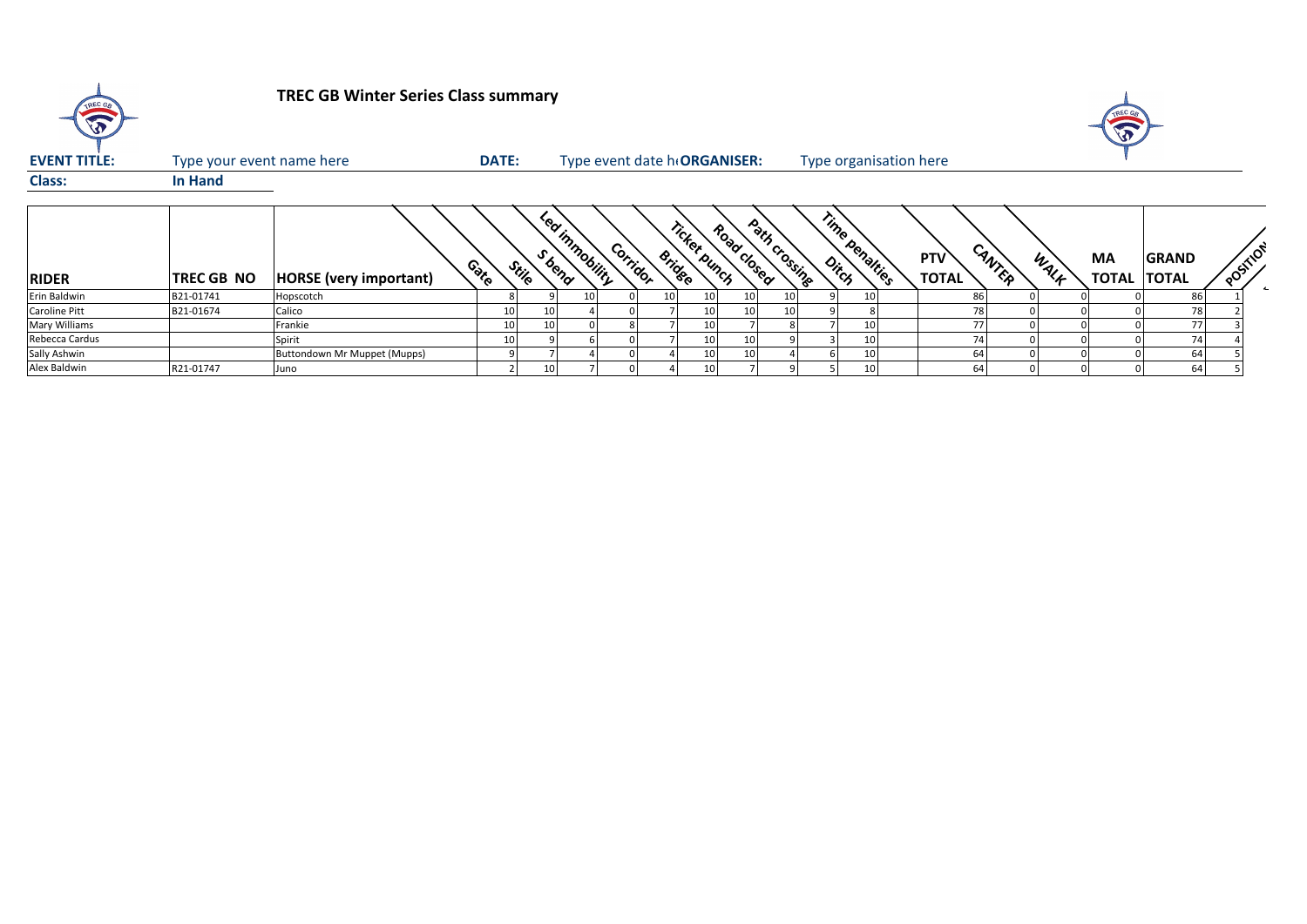**TREC GB Winter Series Class summary**

**EVENT TITLE:** Type your event name here **DATE:** Type event date h **ORGANISER:** Type organisation here

**Class:** **In Hand**

| RIDER | TREC GB NO | HORSE (very important) | Gate | Stile | S bend | Led immobility | Corridor | Bridge | Ticket punch | Road closed | Path crossing | Ditch | Time penalties | PTV TOTAL | CANTER | WALK | MA TOTAL | GRAND TOTAL | POSITION |
|---|---|---|---|---|---|---|---|---|---|---|---|---|---|---|---|---|---|---|---|
| Erin Baldwin | B21-01741 | Hopscotch | 8 | 9 | 10 | 0 | 10 | 10 | 10 | 10 | 9 | 10 | | 86 | 0 | 0 | 0 | 86 | 1 |
| Caroline Pitt | B21-01674 | Calico | 10 | 10 | 4 | 0 | 7 | 10 | 10 | 10 | 9 | 8 | | 78 | 0 | 0 | 0 | 78 | 2 |
| Mary Williams | | Frankie | 10 | 10 | 0 | 8 | 7 | 10 | 7 | 8 | 7 | 10 | | 77 | 0 | 0 | 0 | 77 | 3 |
| Rebecca Cardus | | Spirit | 10 | 9 | 6 | 0 | 7 | 10 | 10 | 9 | 3 | 10 | | 74 | 0 | 0 | 0 | 74 | 4 |
| Sally Ashwin | | Buttondown Mr Muppet (Mupps) | 9 | 7 | 4 | 0 | 4 | 10 | 10 | 4 | 6 | 10 | | 64 | 0 | 0 | 0 | 64 | 5 |
| Alex Baldwin | R21-01747 | Juno | 2 | 10 | 7 | 0 | 4 | 10 | 7 | 9 | 5 | 10 | | 64 | 0 | 0 | 0 | 64 | 5 |